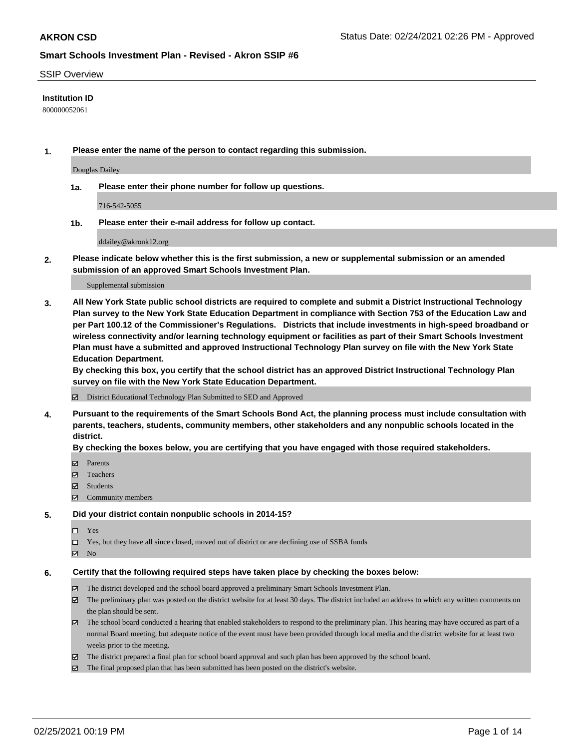**AKRON CSD**

Status Date: 02/24/2021 02:26 PM - Approved

**Smart Schools Investment Plan - Revised - Akron SSIP #6**

SSIP Overview

**Institution ID**

800000052061

**1. Please enter the name of the person to contact regarding this submission.**

Douglas Dailey

**1a. Please enter their phone number for follow up questions.**

716-542-5055

**1b. Please enter their e-mail address for follow up contact.**

ddailey@akronk12.org

**2. Please indicate below whether this is the first submission, a new or supplemental submission or an amended submission of an approved Smart Schools Investment Plan.**

Supplemental submission

**3. All New York State public school districts are required to complete and submit a District Instructional Technology Plan survey to the New York State Education Department in compliance with Section 753 of the Education Law and per Part 100.12 of the Commissioner's Regulations. Districts that include investments in high-speed broadband or wireless connectivity and/or learning technology equipment or facilities as part of their Smart Schools Investment Plan must have a submitted and approved Instructional Technology Plan survey on file with the New York State Education Department.**

**By checking this box, you certify that the school district has an approved District Instructional Technology Plan survey on file with the New York State Education Department.**

☑ District Educational Technology Plan Submitted to SED and Approved

**4. Pursuant to the requirements of the Smart Schools Bond Act, the planning process must include consultation with parents, teachers, students, community members, other stakeholders and any nonpublic schools located in the district.**

**By checking the boxes below, you are certifying that you have engaged with those required stakeholders.**

☑ Parents
☑ Teachers
☑ Students
☑ Community members

**5. Did your district contain nonpublic schools in 2014-15?**

☐ Yes
☐ Yes, but they have all since closed, moved out of district or are declining use of SSBA funds
☑ No

**6. Certify that the following required steps have taken place by checking the boxes below:**

☑ The district developed and the school board approved a preliminary Smart Schools Investment Plan.
☑ The preliminary plan was posted on the district website for at least 30 days. The district included an address to which any written comments on the plan should be sent.
☑ The school board conducted a hearing that enabled stakeholders to respond to the preliminary plan. This hearing may have occured as part of a normal Board meeting, but adequate notice of the event must have been provided through local media and the district website for at least two weeks prior to the meeting.
☑ The district prepared a final plan for school board approval and such plan has been approved by the school board.
☑ The final proposed plan that has been submitted has been posted on the district's website.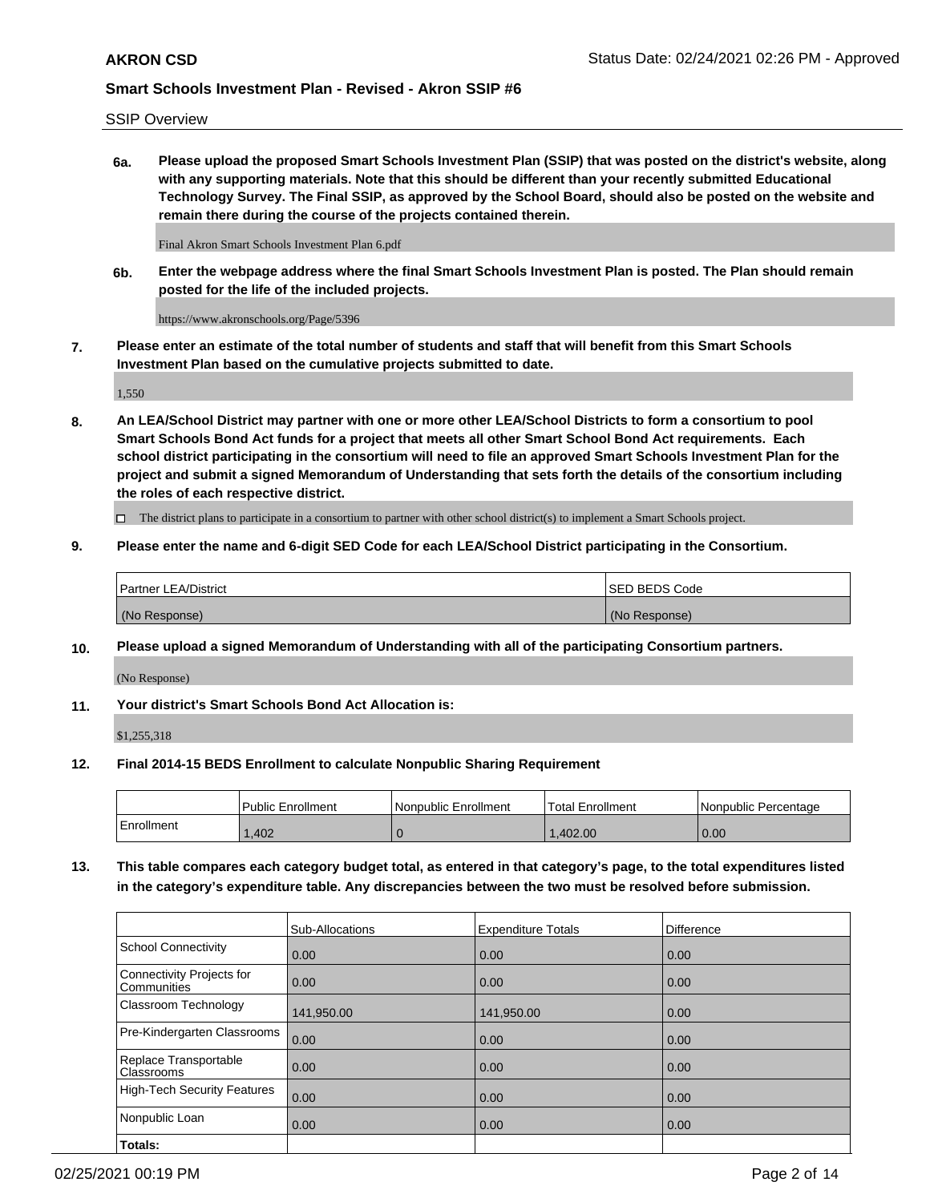SSIP Overview

**6a. Please upload the proposed Smart Schools Investment Plan (SSIP) that was posted on the district's website, along with any supporting materials. Note that this should be different than your recently submitted Educational Technology Survey. The Final SSIP, as approved by the School Board, should also be posted on the website and remain there during the course of the projects contained therein.**

Final Akron Smart Schools Investment Plan 6.pdf

**6b. Enter the webpage address where the final Smart Schools Investment Plan is posted. The Plan should remain posted for the life of the included projects.**

https://www.akronschools.org/Page/5396

**7. Please enter an estimate of the total number of students and staff that will benefit from this Smart Schools Investment Plan based on the cumulative projects submitted to date.**

1,550

**8. An LEA/School District may partner with one or more other LEA/School Districts to form a consortium to pool Smart Schools Bond Act funds for a project that meets all other Smart School Bond Act requirements. Each school district participating in the consortium will need to file an approved Smart Schools Investment Plan for the project and submit a signed Memorandum of Understanding that sets forth the details of the consortium including the roles of each respective district.**

☐ The district plans to participate in a consortium to partner with other school district(s) to implement a Smart Schools project.

**9. Please enter the name and 6-digit SED Code for each LEA/School District participating in the Consortium.**

| Partner LEA/District | SED BEDS Code |
| --- | --- |
| (No Response) | (No Response) |

**10. Please upload a signed Memorandum of Understanding with all of the participating Consortium partners.**

(No Response)

**11. Your district's Smart Schools Bond Act Allocation is:**

$1,255,318

**12. Final 2014-15 BEDS Enrollment to calculate Nonpublic Sharing Requirement**

| | Public Enrollment | Nonpublic Enrollment | Total Enrollment | Nonpublic Percentage |
| --- | --- | --- | --- | --- |
| Enrollment | 1,402 | 0 | 1,402.00 | 0.00 |

**13. This table compares each category budget total, as entered in that category's page, to the total expenditures listed in the category's expenditure table. Any discrepancies between the two must be resolved before submission.**

| | Sub-Allocations | Expenditure Totals | Difference |
| --- | --- | --- | --- |
| School Connectivity | 0.00 | 0.00 | 0.00 |
| Connectivity Projects for Communities | 0.00 | 0.00 | 0.00 |
| Classroom Technology | 141,950.00 | 141,950.00 | 0.00 |
| Pre-Kindergarten Classrooms | 0.00 | 0.00 | 0.00 |
| Replace Transportable Classrooms | 0.00 | 0.00 | 0.00 |
| High-Tech Security Features | 0.00 | 0.00 | 0.00 |
| Nonpublic Loan | 0.00 | 0.00 | 0.00 |
| **Totals:** | | | |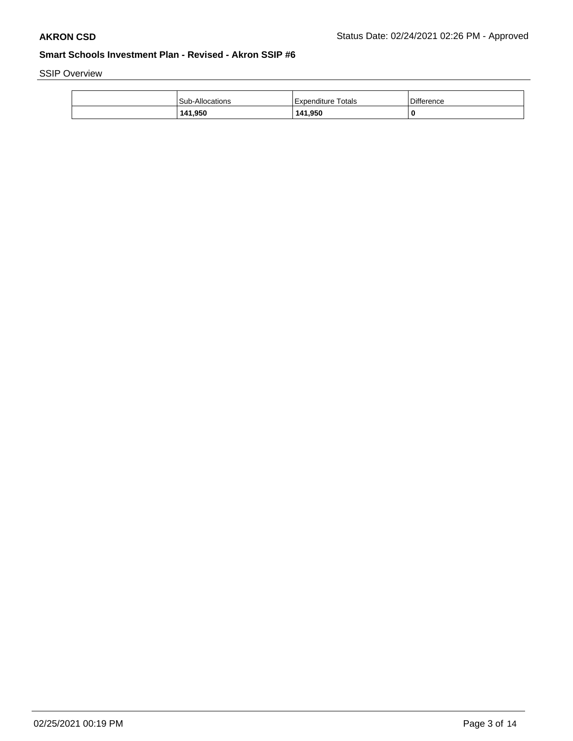SSIP Overview

| | Sub-Allocations | Expenditure Totals | Difference |
|---|---|---|---|
| | **141,950** | **141,950** | **0** |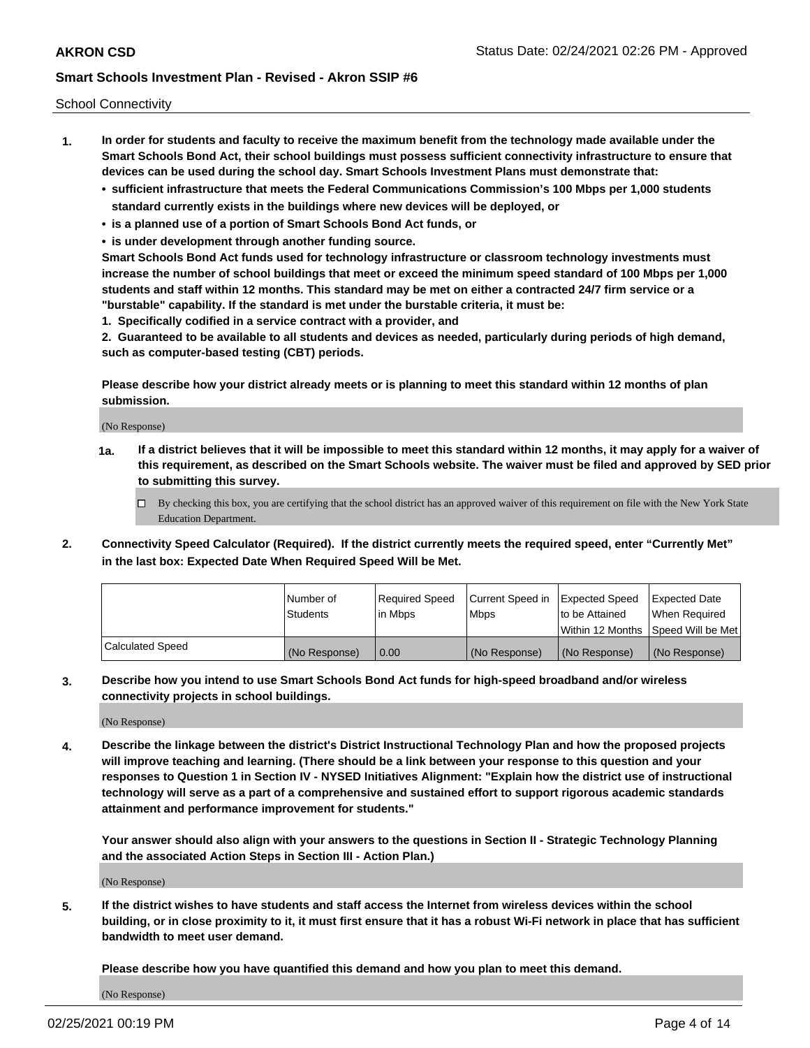School Connectivity

1. **In order for students and faculty to receive the maximum benefit from the technology made available under the Smart Schools Bond Act, their school buildings must possess sufficient connectivity infrastructure to ensure that devices can be used during the school day. Smart Schools Investment Plans must demonstrate that:**
   - **sufficient infrastructure that meets the Federal Communications Commission's 100 Mbps per 1,000 students standard currently exists in the buildings where new devices will be deployed, or**
   - **is a planned use of a portion of Smart Schools Bond Act funds, or**
   - **is under development through another funding source.**

   **Smart Schools Bond Act funds used for technology infrastructure or classroom technology investments must increase the number of school buildings that meet or exceed the minimum speed standard of 100 Mbps per 1,000 students and staff within 12 months. This standard may be met on either a contracted 24/7 firm service or a "burstable" capability. If the standard is met under the burstable criteria, it must be:**

   **1. Specifically codified in a service contract with a provider, and**

   **2. Guaranteed to be available to all students and devices as needed, particularly during periods of high demand, such as computer-based testing (CBT) periods.**

   **Please describe how your district already meets or is planning to meet this standard within 12 months of plan submission.**

   (No Response)

   **1a. If a district believes that it will be impossible to meet this standard within 12 months, it may apply for a waiver of this requirement, as described on the Smart Schools website. The waiver must be filed and approved by SED prior to submitting this survey.**

   ☐ By checking this box, you are certifying that the school district has an approved waiver of this requirement on file with the New York State Education Department.

2. **Connectivity Speed Calculator (Required). If the district currently meets the required speed, enter "Currently Met" in the last box: Expected Date When Required Speed Will be Met.**

| | Number of Students | Required Speed in Mbps | Current Speed in Mbps | Expected Speed to be Attained Within 12 Months | Expected Date When Required Speed Will be Met |
|---|---|---|---|---|---|
| Calculated Speed | (No Response) | 0.00 | (No Response) | (No Response) | (No Response) |

3. **Describe how you intend to use Smart Schools Bond Act funds for high-speed broadband and/or wireless connectivity projects in school buildings.**

   (No Response)

4. **Describe the linkage between the district's District Instructional Technology Plan and how the proposed projects will improve teaching and learning. (There should be a link between your response to this question and your responses to Question 1 in Section IV - NYSED Initiatives Alignment: "Explain how the district use of instructional technology will serve as a part of a comprehensive and sustained effort to support rigorous academic standards attainment and performance improvement for students."**

   **Your answer should also align with your answers to the questions in Section II - Strategic Technology Planning and the associated Action Steps in Section III - Action Plan.)**

   (No Response)

5. **If the district wishes to have students and staff access the Internet from wireless devices within the school building, or in close proximity to it, it must first ensure that it has a robust Wi-Fi network in place that has sufficient bandwidth to meet user demand.**

   **Please describe how you have quantified this demand and how you plan to meet this demand.**

   (No Response)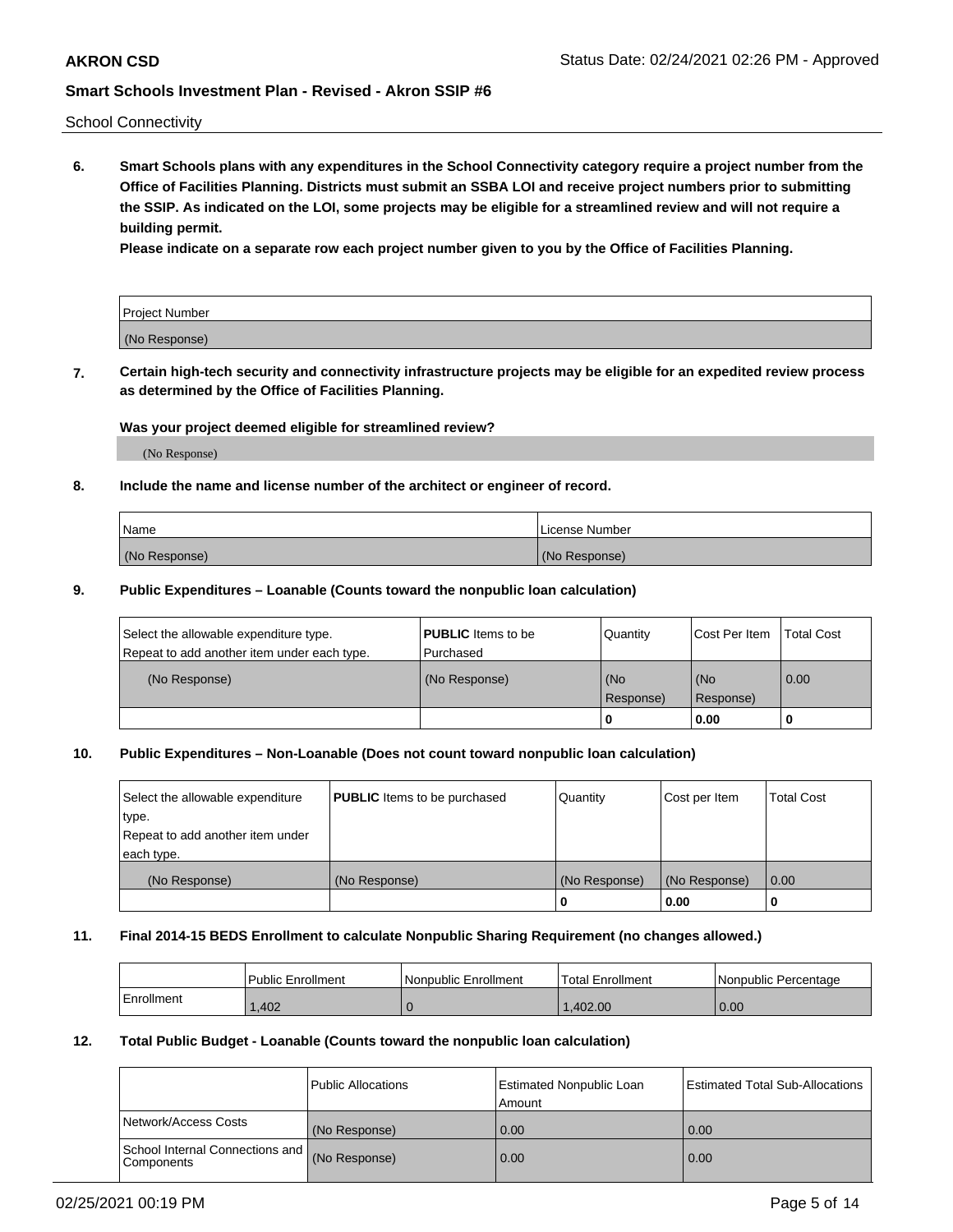School Connectivity

**6. Smart Schools plans with any expenditures in the School Connectivity category require a project number from the Office of Facilities Planning. Districts must submit an SSBA LOI and receive project numbers prior to submitting the SSIP. As indicated on the LOI, some projects may be eligible for a streamlined review and will not require a building permit.**

**Please indicate on a separate row each project number given to you by the Office of Facilities Planning.**

| Project Number |
|---|
| (No Response) |

**7. Certain high-tech security and connectivity infrastructure projects may be eligible for an expedited review process as determined by the Office of Facilities Planning.**

**Was your project deemed eligible for streamlined review?**

(No Response)

**8. Include the name and license number of the architect or engineer of record.**

| Name | License Number |
|---|---|
| (No Response) | (No Response) |

**9. Public Expenditures – Loanable (Counts toward the nonpublic loan calculation)**

| Select the allowable expenditure type. Repeat to add another item under each type. | **PUBLIC** Items to be Purchased | Quantity | Cost Per Item | Total Cost |
|---|---|---|---|---|
| (No Response) | (No Response) | (No Response) | (No Response) | 0.00 |
| | | 0 | 0.00 | 0 |

**10. Public Expenditures – Non-Loanable (Does not count toward nonpublic loan calculation)**

| Select the allowable expenditure type. Repeat to add another item under each type. | **PUBLIC** Items to be purchased | Quantity | Cost per Item | Total Cost |
|---|---|---|---|---|
| (No Response) | (No Response) | (No Response) | (No Response) | 0.00 |
| | | 0 | 0.00 | 0 |

**11. Final 2014-15 BEDS Enrollment to calculate Nonpublic Sharing Requirement (no changes allowed.)**

| | Public Enrollment | Nonpublic Enrollment | Total Enrollment | Nonpublic Percentage |
|---|---|---|---|---|
| Enrollment | 1,402 | 0 | 1,402.00 | 0.00 |

**12. Total Public Budget - Loanable (Counts toward the nonpublic loan calculation)**

| | Public Allocations | Estimated Nonpublic Loan Amount | Estimated Total Sub-Allocations |
|---|---|---|---|
| Network/Access Costs | (No Response) | 0.00 | 0.00 |
| School Internal Connections and Components | (No Response) | 0.00 | 0.00 |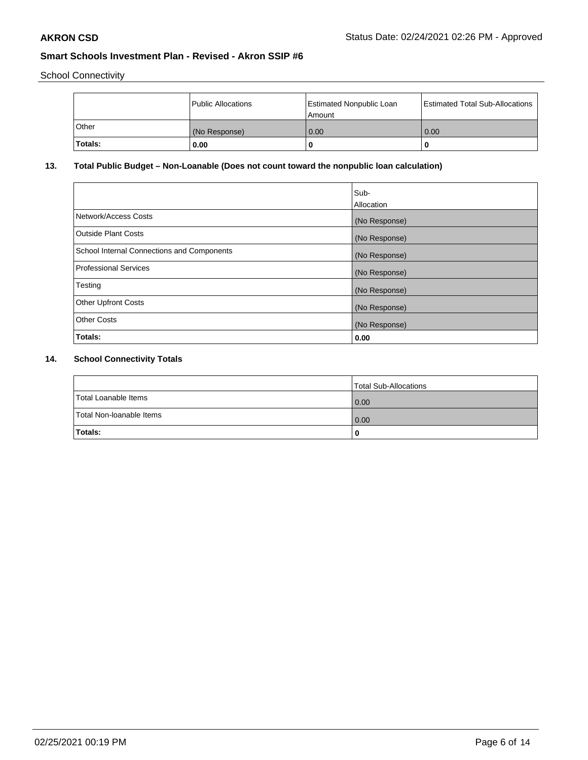School Connectivity

|  | Public Allocations | Estimated Nonpublic Loan Amount | Estimated Total Sub-Allocations |
|---|---|---|---|
| Other | (No Response) | 0.00 | 0.00 |
| **Totals:** | **0.00** | **0** | **0** |

## 13. Total Public Budget – Non-Loanable (Does not count toward the nonpublic loan calculation)

|  | Sub-Allocation |
|---|---|
| Network/Access Costs | (No Response) |
| Outside Plant Costs | (No Response) |
| School Internal Connections and Components | (No Response) |
| Professional Services | (No Response) |
| Testing | (No Response) |
| Other Upfront Costs | (No Response) |
| Other Costs | (No Response) |
| **Totals:** | **0.00** |

## 14. School Connectivity Totals

|  | Total Sub-Allocations |
|---|---|
| Total Loanable Items | 0.00 |
| Total Non-loanable Items | 0.00 |
| **Totals:** | **0** |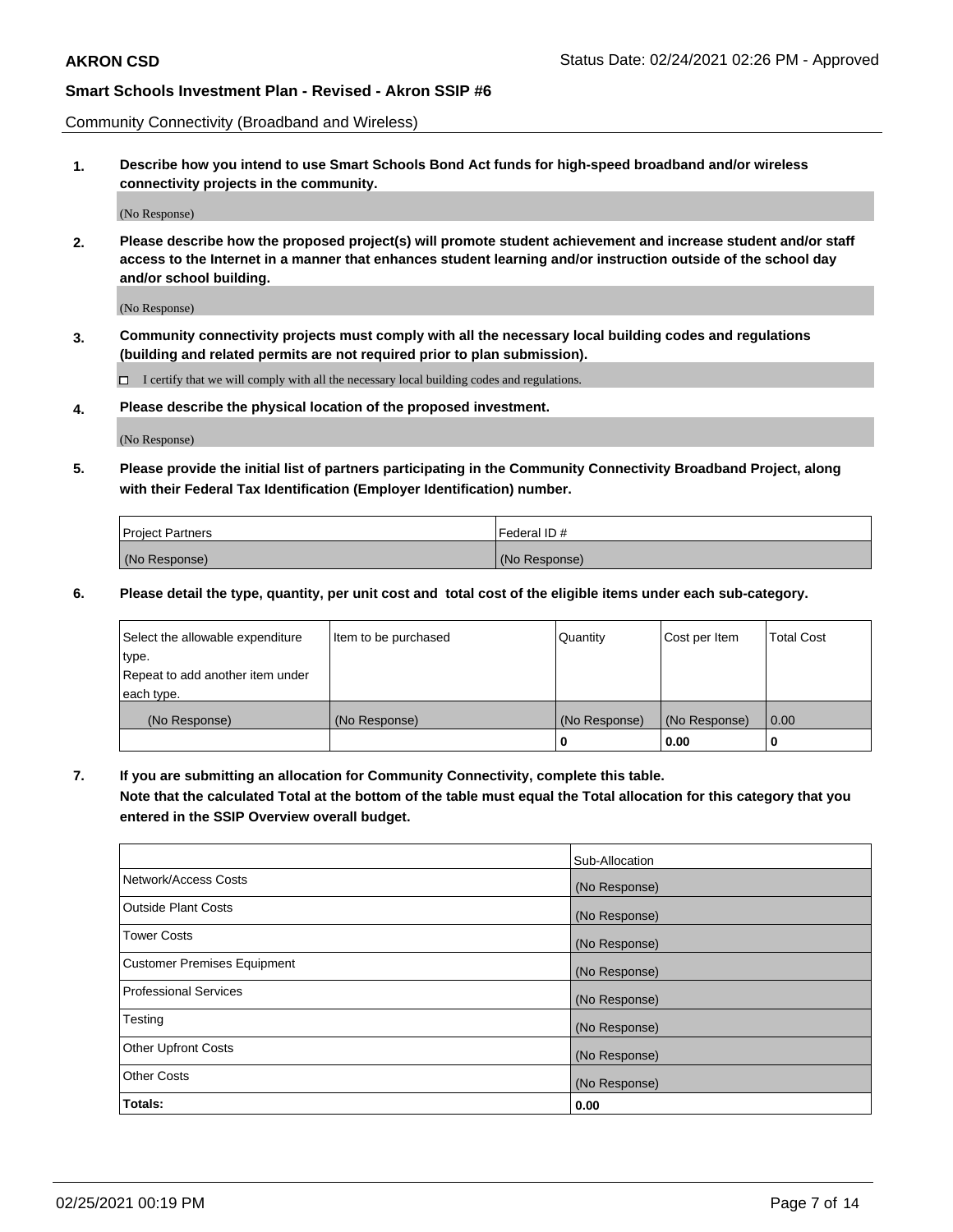Community Connectivity (Broadband and Wireless)

**1. Describe how you intend to use Smart Schools Bond Act funds for high-speed broadband and/or wireless connectivity projects in the community.**

(No Response)

**2. Please describe how the proposed project(s) will promote student achievement and increase student and/or staff access to the Internet in a manner that enhances student learning and/or instruction outside of the school day and/or school building.**

(No Response)

**3. Community connectivity projects must comply with all the necessary local building codes and regulations (building and related permits are not required prior to plan submission).**

☐ I certify that we will comply with all the necessary local building codes and regulations.

**4. Please describe the physical location of the proposed investment.**

(No Response)

**5. Please provide the initial list of partners participating in the Community Connectivity Broadband Project, along with their Federal Tax Identification (Employer Identification) number.**

| Project Partners | Federal ID # |
|---|---|
| (No Response) | (No Response) |

**6. Please detail the type, quantity, per unit cost and total cost of the eligible items under each sub-category.**

| Select the allowable expenditure type. Repeat to add another item under each type. | Item to be purchased | Quantity | Cost per Item | Total Cost |
|---|---|---|---|---|
| (No Response) | (No Response) | (No Response) | (No Response) | 0.00 |
| | | 0 | 0.00 | 0 |

**7. If you are submitting an allocation for Community Connectivity, complete this table. Note that the calculated Total at the bottom of the table must equal the Total allocation for this category that you entered in the SSIP Overview overall budget.**

| | Sub-Allocation |
|---|---|
| Network/Access Costs | (No Response) |
| Outside Plant Costs | (No Response) |
| Tower Costs | (No Response) |
| Customer Premises Equipment | (No Response) |
| Professional Services | (No Response) |
| Testing | (No Response) |
| Other Upfront Costs | (No Response) |
| Other Costs | (No Response) |
| **Totals:** | **0.00** |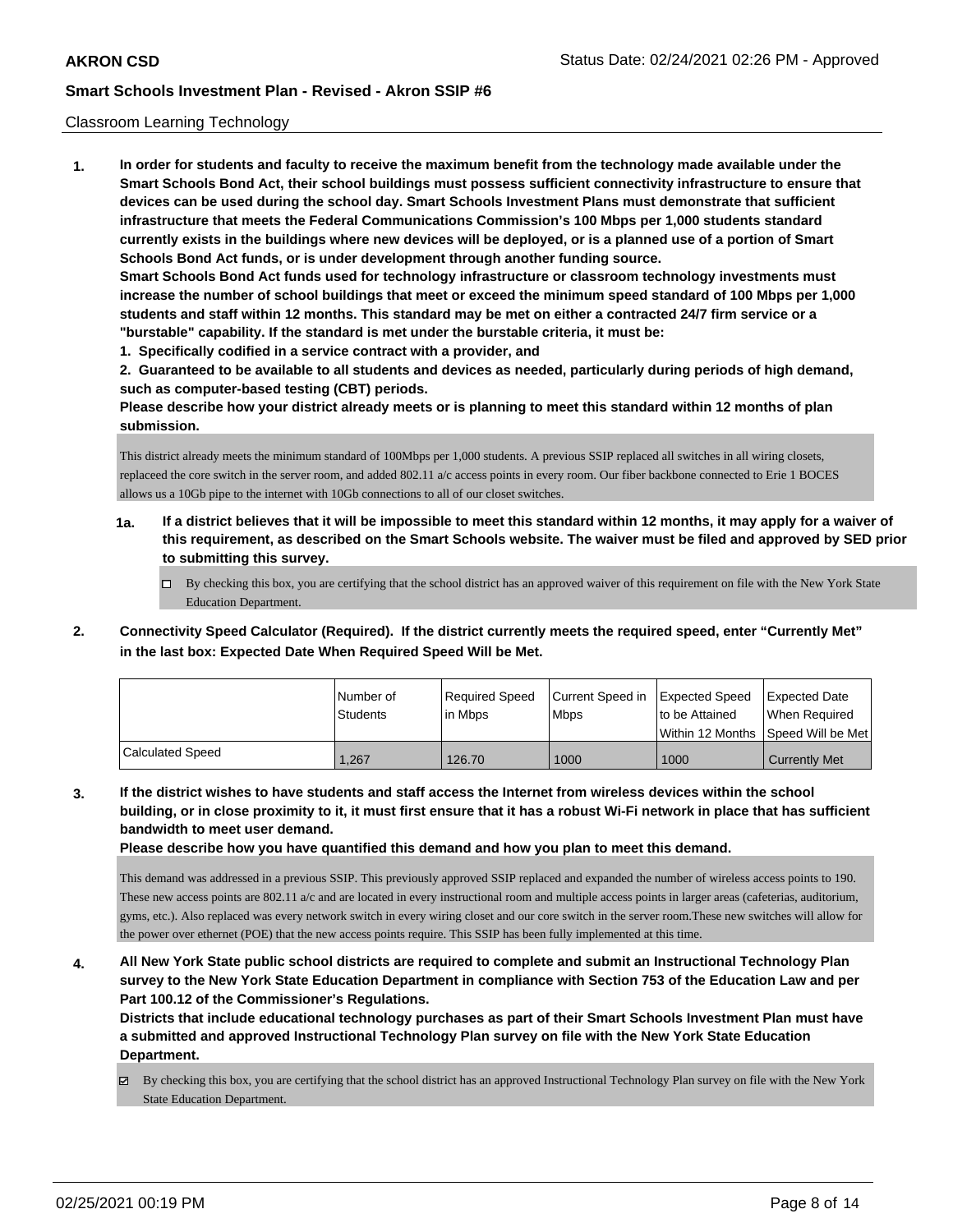## Classroom Learning Technology

**1. In order for students and faculty to receive the maximum benefit from the technology made available under the Smart Schools Bond Act, their school buildings must possess sufficient connectivity infrastructure to ensure that devices can be used during the school day. Smart Schools Investment Plans must demonstrate that sufficient infrastructure that meets the Federal Communications Commission's 100 Mbps per 1,000 students standard currently exists in the buildings where new devices will be deployed, or is a planned use of a portion of Smart Schools Bond Act funds, or is under development through another funding source.**

**Smart Schools Bond Act funds used for technology infrastructure or classroom technology investments must increase the number of school buildings that meet or exceed the minimum speed standard of 100 Mbps per 1,000 students and staff within 12 months. This standard may be met on either a contracted 24/7 firm service or a "burstable" capability. If the standard is met under the burstable criteria, it must be:**

**1. Specifically codified in a service contract with a provider, and**

**2. Guaranteed to be available to all students and devices as needed, particularly during periods of high demand, such as computer-based testing (CBT) periods.**

**Please describe how your district already meets or is planning to meet this standard within 12 months of plan submission.**

This district already meets the minimum standard of 100Mbps per 1,000 students. A previous SSIP replaced all switches in all wiring closets, replaceed the core switch in the server room, and added 802.11 a/c access points in every room. Our fiber backbone connected to Erie 1 BOCES allows us a 10Gb pipe to the internet with 10Gb connections to all of our closet switches.

**1a. If a district believes that it will be impossible to meet this standard within 12 months, it may apply for a waiver of this requirement, as described on the Smart Schools website. The waiver must be filed and approved by SED prior to submitting this survey.**

- ☐ By checking this box, you are certifying that the school district has an approved waiver of this requirement on file with the New York State Education Department.

**2. Connectivity Speed Calculator (Required). If the district currently meets the required speed, enter "Currently Met" in the last box: Expected Date When Required Speed Will be Met.**

| | Number of Students | Required Speed in Mbps | Current Speed in Mbps | Expected Speed to be Attained Within 12 Months | Expected Date When Required Speed Will be Met |
|---|---|---|---|---|---|
| Calculated Speed | 1,267 | 126.70 | 1000 | 1000 | Currently Met |

**3. If the district wishes to have students and staff access the Internet from wireless devices within the school building, or in close proximity to it, it must first ensure that it has a robust Wi-Fi network in place that has sufficient bandwidth to meet user demand.**

**Please describe how you have quantified this demand and how you plan to meet this demand.**

This demand was addressed in a previous SSIP. This previously approved SSIP replaced and expanded the number of wireless access points to 190. These new access points are 802.11 a/c and are located in every instructional room and multiple access points in larger areas (cafeterias, auditorium, gyms, etc.). Also replaced was every network switch in every wiring closet and our core switch in the server room.These new switches will allow for the power over ethernet (POE) that the new access points require. This SSIP has been fully implemented at this time.

**4. All New York State public school districts are required to complete and submit an Instructional Technology Plan survey to the New York State Education Department in compliance with Section 753 of the Education Law and per Part 100.12 of the Commissioner's Regulations.**

**Districts that include educational technology purchases as part of their Smart Schools Investment Plan must have a submitted and approved Instructional Technology Plan survey on file with the New York State Education Department.**

- ☑ By checking this box, you are certifying that the school district has an approved Instructional Technology Plan survey on file with the New York State Education Department.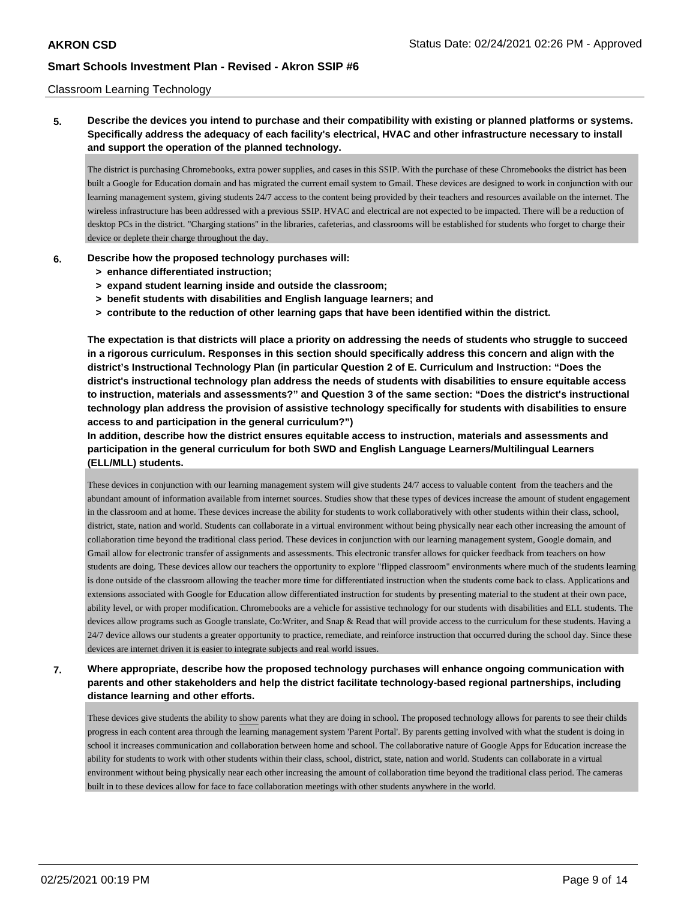Classroom Learning Technology

**5. Describe the devices you intend to purchase and their compatibility with existing or planned platforms or systems. Specifically address the adequacy of each facility's electrical, HVAC and other infrastructure necessary to install and support the operation of the planned technology.**

The district is purchasing Chromebooks, extra power supplies, and cases in this SSIP. With the purchase of these Chromebooks the district has been built a Google for Education domain and has migrated the current email system to Gmail. These devices are designed to work in conjunction with our learning management system, giving students 24/7 access to the content being provided by their teachers and resources available on the internet. The wireless infrastructure has been addressed with a previous SSIP. HVAC and electrical are not expected to be impacted. There will be a reduction of desktop PCs in the district. "Charging stations" in the libraries, cafeterias, and classrooms will be established for students who forget to charge their device or deplete their charge throughout the day.

**6. Describe how the proposed technology purchases will:**
- **> enhance differentiated instruction;**
- **> expand student learning inside and outside the classroom;**
- **> benefit students with disabilities and English language learners; and**
- **> contribute to the reduction of other learning gaps that have been identified within the district.**

**The expectation is that districts will place a priority on addressing the needs of students who struggle to succeed in a rigorous curriculum. Responses in this section should specifically address this concern and align with the district's Instructional Technology Plan (in particular Question 2 of E. Curriculum and Instruction: "Does the district's instructional technology plan address the needs of students with disabilities to ensure equitable access to instruction, materials and assessments?" and Question 3 of the same section: "Does the district's instructional technology plan address the provision of assistive technology specifically for students with disabilities to ensure access to and participation in the general curriculum?")**

**In addition, describe how the district ensures equitable access to instruction, materials and assessments and participation in the general curriculum for both SWD and English Language Learners/Multilingual Learners (ELL/MLL) students.**

These devices in conjunction with our learning management system will give students 24/7 access to valuable content from the teachers and the abundant amount of information available from internet sources. Studies show that these types of devices increase the amount of student engagement in the classroom and at home. These devices increase the ability for students to work collaboratively with other students within their class, school, district, state, nation and world. Students can collaborate in a virtual environment without being physically near each other increasing the amount of collaboration time beyond the traditional class period. These devices in conjunction with our learning management system, Google domain, and Gmail allow for electronic transfer of assignments and assessments. This electronic transfer allows for quicker feedback from teachers on how students are doing. These devices allow our teachers the opportunity to explore "flipped classroom" environments where much of the students learning is done outside of the classroom allowing the teacher more time for differentiated instruction when the students come back to class. Applications and extensions associated with Google for Education allow differentiated instruction for students by presenting material to the student at their own pace, ability level, or with proper modification. Chromebooks are a vehicle for assistive technology for our students with disabilities and ELL students. The devices allow programs such as Google translate, Co:Writer, and Snap & Read that will provide access to the curriculum for these students. Having a 24/7 device allows our students a greater opportunity to practice, remediate, and reinforce instruction that occurred during the school day. Since these devices are internet driven it is easier to integrate subjects and real world issues.

**7. Where appropriate, describe how the proposed technology purchases will enhance ongoing communication with parents and other stakeholders and help the district facilitate technology-based regional partnerships, including distance learning and other efforts.**

These devices give students the ability to show parents what they are doing in school. The proposed technology allows for parents to see their childs progress in each content area through the learning management system 'Parent Portal'. By parents getting involved with what the student is doing in school it increases communication and collaboration between home and school. The collaborative nature of Google Apps for Education increase the ability for students to work with other students within their class, school, district, state, nation and world. Students can collaborate in a virtual environment without being physically near each other increasing the amount of collaboration time beyond the traditional class period. The cameras built in to these devices allow for face to face collaboration meetings with other students anywhere in the world.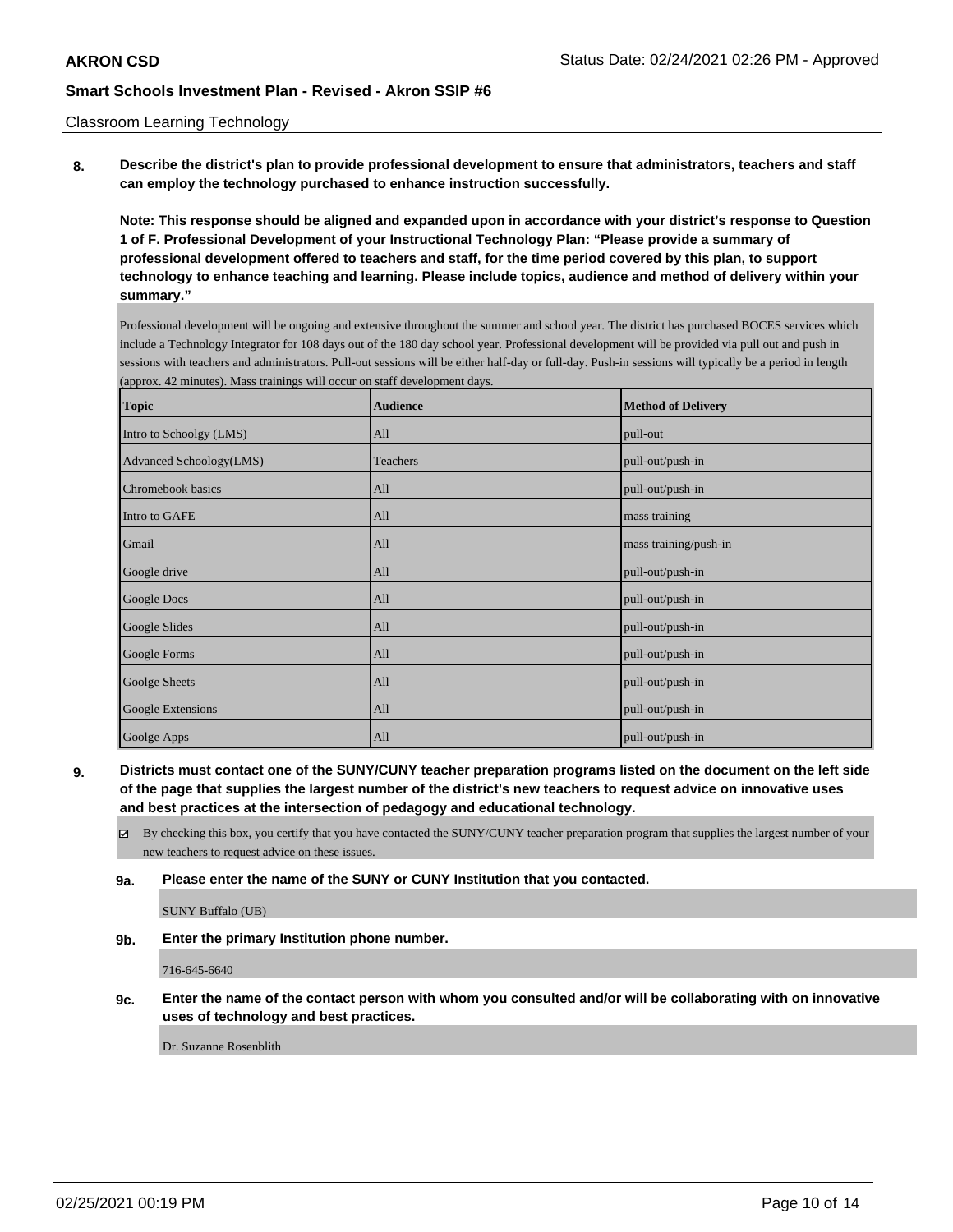Classroom Learning Technology

**8. Describe the district's plan to provide professional development to ensure that administrators, teachers and staff can employ the technology purchased to enhance instruction successfully.**

**Note: This response should be aligned and expanded upon in accordance with your district's response to Question 1 of F. Professional Development of your Instructional Technology Plan: "Please provide a summary of professional development offered to teachers and staff, for the time period covered by this plan, to support technology to enhance teaching and learning. Please include topics, audience and method of delivery within your summary."**

Professional development will be ongoing and extensive throughout the summer and school year. The district has purchased BOCES services which include a Technology Integrator for 108 days out of the 180 day school year. Professional development will be provided via pull out and push in sessions with teachers and administrators. Pull-out sessions will be either half-day or full-day. Push-in sessions will typically be a period in length (approx. 42 minutes). Mass trainings will occur on staff development days.

| Topic | Audience | Method of Delivery |
|---|---|---|
| Intro to Schoolgy (LMS) | All | pull-out |
| Advanced Schoology(LMS) | Teachers | pull-out/push-in |
| Chromebook basics | All | pull-out/push-in |
| Intro to GAFE | All | mass training |
| Gmail | All | mass training/push-in |
| Google drive | All | pull-out/push-in |
| Google Docs | All | pull-out/push-in |
| Google Slides | All | pull-out/push-in |
| Google Forms | All | pull-out/push-in |
| Goolge Sheets | All | pull-out/push-in |
| Google Extensions | All | pull-out/push-in |
| Goolge Apps | All | pull-out/push-in |

**9. Districts must contact one of the SUNY/CUNY teacher preparation programs listed on the document on the left side of the page that supplies the largest number of the district's new teachers to request advice on innovative uses and best practices at the intersection of pedagogy and educational technology.**

☑ By checking this box, you certify that you have contacted the SUNY/CUNY teacher preparation program that supplies the largest number of your new teachers to request advice on these issues.

**9a. Please enter the name of the SUNY or CUNY Institution that you contacted.**

SUNY Buffalo (UB)

**9b. Enter the primary Institution phone number.**

716-645-6640

**9c. Enter the name of the contact person with whom you consulted and/or will be collaborating with on innovative uses of technology and best practices.**

Dr. Suzanne Rosenblith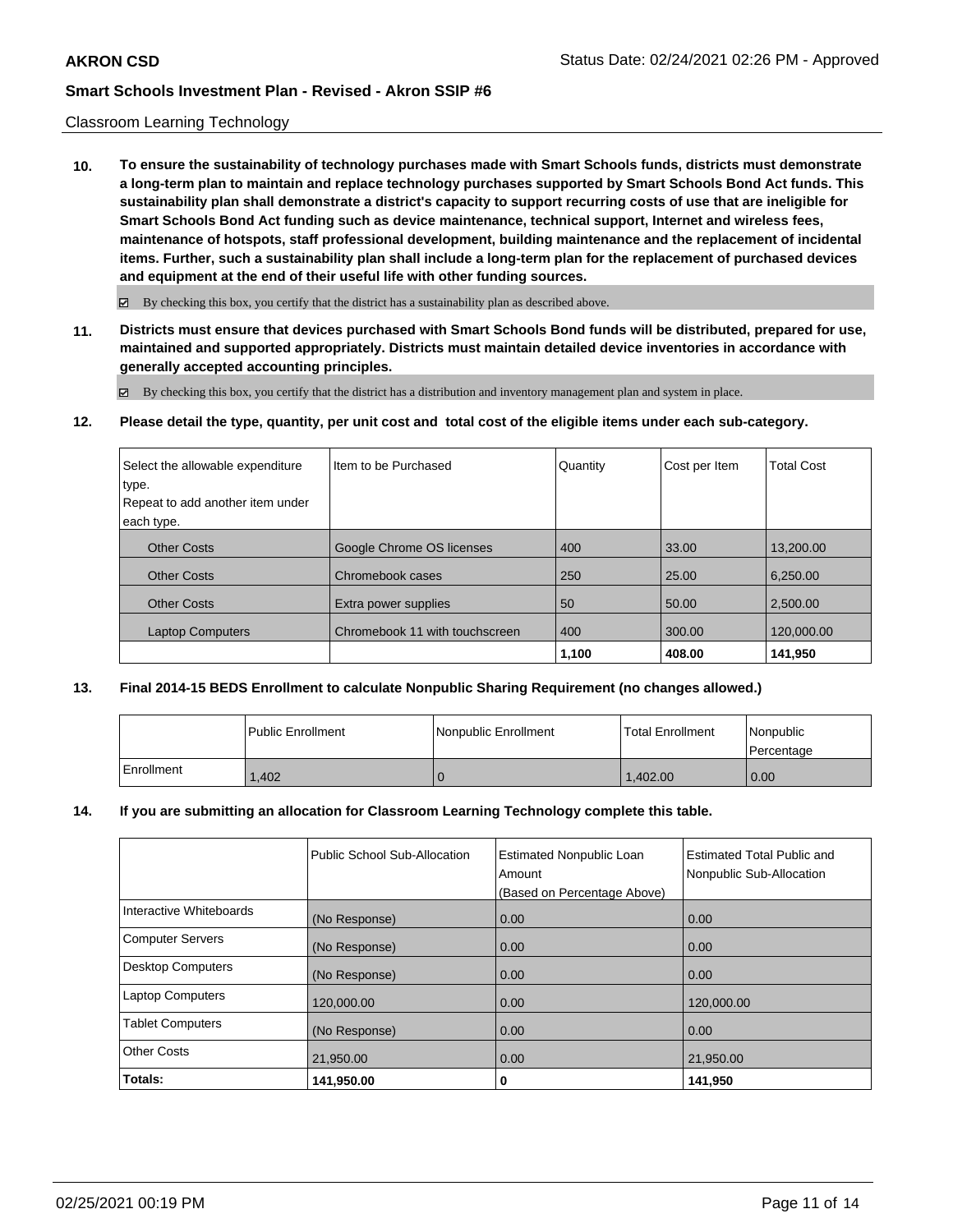Classroom Learning Technology

**10. To ensure the sustainability of technology purchases made with Smart Schools funds, districts must demonstrate a long-term plan to maintain and replace technology purchases supported by Smart Schools Bond Act funds. This sustainability plan shall demonstrate a district's capacity to support recurring costs of use that are ineligible for Smart Schools Bond Act funding such as device maintenance, technical support, Internet and wireless fees, maintenance of hotspots, staff professional development, building maintenance and the replacement of incidental items. Further, such a sustainability plan shall include a long-term plan for the replacement of purchased devices and equipment at the end of their useful life with other funding sources.**

☑ By checking this box, you certify that the district has a sustainability plan as described above.

**11. Districts must ensure that devices purchased with Smart Schools Bond funds will be distributed, prepared for use, maintained and supported appropriately. Districts must maintain detailed device inventories in accordance with generally accepted accounting principles.**

☑ By checking this box, you certify that the district has a distribution and inventory management plan and system in place.

**12. Please detail the type, quantity, per unit cost and total cost of the eligible items under each sub-category.**

| Select the allowable expenditure type. Repeat to add another item under each type. | Item to be Purchased | Quantity | Cost per Item | Total Cost |
|---|---|---|---|---|
| Other Costs | Google Chrome OS licenses | 400 | 33.00 | 13,200.00 |
| Other Costs | Chromebook cases | 250 | 25.00 | 6,250.00 |
| Other Costs | Extra power supplies | 50 | 50.00 | 2,500.00 |
| Laptop Computers | Chromebook 11 with touchscreen | 400 | 300.00 | 120,000.00 |
| | | 1,100 | 408.00 | 141,950 |

**13. Final 2014-15 BEDS Enrollment to calculate Nonpublic Sharing Requirement (no changes allowed.)**

| | Public Enrollment | Nonpublic Enrollment | Total Enrollment | Nonpublic Percentage |
|---|---|---|---|---|
| Enrollment | 1,402 | 0 | 1,402.00 | 0.00 |

**14. If you are submitting an allocation for Classroom Learning Technology complete this table.**

| | Public School Sub-Allocation | Estimated Nonpublic Loan Amount (Based on Percentage Above) | Estimated Total Public and Nonpublic Sub-Allocation |
|---|---|---|---|
| Interactive Whiteboards | (No Response) | 0.00 | 0.00 |
| Computer Servers | (No Response) | 0.00 | 0.00 |
| Desktop Computers | (No Response) | 0.00 | 0.00 |
| Laptop Computers | 120,000.00 | 0.00 | 120,000.00 |
| Tablet Computers | (No Response) | 0.00 | 0.00 |
| Other Costs | 21,950.00 | 0.00 | 21,950.00 |
| **Totals:** | **141,950.00** | **0** | **141,950** |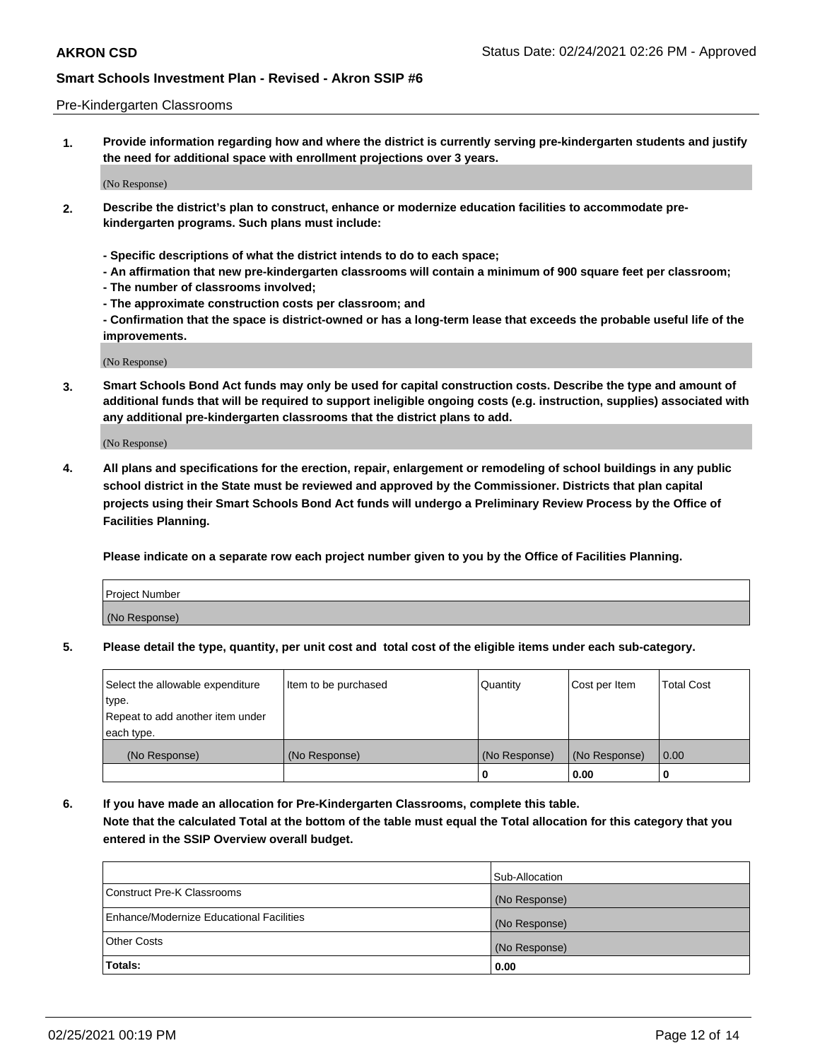Pre-Kindergarten Classrooms

**1. Provide information regarding how and where the district is currently serving pre-kindergarten students and justify the need for additional space with enrollment projections over 3 years.**

(No Response)

**2. Describe the district's plan to construct, enhance or modernize education facilities to accommodate pre-kindergarten programs. Such plans must include:**

**- Specific descriptions of what the district intends to do to each space;**
**- An affirmation that new pre-kindergarten classrooms will contain a minimum of 900 square feet per classroom;**
**- The number of classrooms involved;**
**- The approximate construction costs per classroom; and**
**- Confirmation that the space is district-owned or has a long-term lease that exceeds the probable useful life of the improvements.**

(No Response)

**3. Smart Schools Bond Act funds may only be used for capital construction costs. Describe the type and amount of additional funds that will be required to support ineligible ongoing costs (e.g. instruction, supplies) associated with any additional pre-kindergarten classrooms that the district plans to add.**

(No Response)

**4. All plans and specifications for the erection, repair, enlargement or remodeling of school buildings in any public school district in the State must be reviewed and approved by the Commissioner. Districts that plan capital projects using their Smart Schools Bond Act funds will undergo a Preliminary Review Process by the Office of Facilities Planning.**

**Please indicate on a separate row each project number given to you by the Office of Facilities Planning.**

| Project Number |
|---|
| (No Response) |

**5. Please detail the type, quantity, per unit cost and total cost of the eligible items under each sub-category.**

| Select the allowable expenditure type. Repeat to add another item under each type. | Item to be purchased | Quantity | Cost per Item | Total Cost |
|---|---|---|---|---|
| (No Response) | (No Response) | (No Response) | (No Response) | 0.00 |
| | | 0 | 0.00 | 0 |

**6. If you have made an allocation for Pre-Kindergarten Classrooms, complete this table. Note that the calculated Total at the bottom of the table must equal the Total allocation for this category that you entered in the SSIP Overview overall budget.**

| | Sub-Allocation |
|---|---|
| Construct Pre-K Classrooms | (No Response) |
| Enhance/Modernize Educational Facilities | (No Response) |
| Other Costs | (No Response) |
| **Totals:** | **0.00** |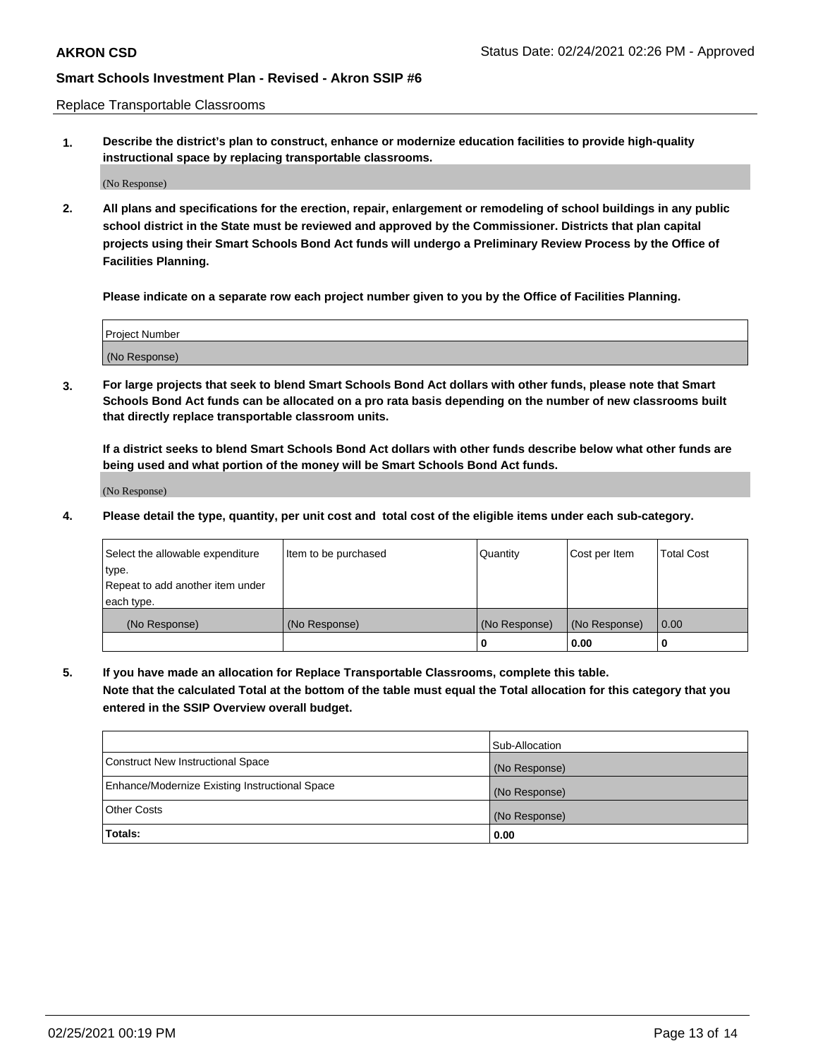Replace Transportable Classrooms

1. **Describe the district's plan to construct, enhance or modernize education facilities to provide high-quality instructional space by replacing transportable classrooms.**

(No Response)

2. **All plans and specifications for the erection, repair, enlargement or remodeling of school buildings in any public school district in the State must be reviewed and approved by the Commissioner. Districts that plan capital projects using their Smart Schools Bond Act funds will undergo a Preliminary Review Process by the Office of Facilities Planning.**

**Please indicate on a separate row each project number given to you by the Office of Facilities Planning.**

| Project Number |
|---|
| (No Response) |

3. **For large projects that seek to blend Smart Schools Bond Act dollars with other funds, please note that Smart Schools Bond Act funds can be allocated on a pro rata basis depending on the number of new classrooms built that directly replace transportable classroom units.**

**If a district seeks to blend Smart Schools Bond Act dollars with other funds describe below what other funds are being used and what portion of the money will be Smart Schools Bond Act funds.**

(No Response)

4. **Please detail the type, quantity, per unit cost and total cost of the eligible items under each sub-category.**

| Select the allowable expenditure type. Repeat to add another item under each type. | Item to be purchased | Quantity | Cost per Item | Total Cost |
|---|---|---|---|---|
| (No Response) | (No Response) | (No Response) | (No Response) | 0.00 |
| | | 0 | 0.00 | 0 |

5. **If you have made an allocation for Replace Transportable Classrooms, complete this table. Note that the calculated Total at the bottom of the table must equal the Total allocation for this category that you entered in the SSIP Overview overall budget.**

| | Sub-Allocation |
|---|---|
| Construct New Instructional Space | (No Response) |
| Enhance/Modernize Existing Instructional Space | (No Response) |
| Other Costs | (No Response) |
| **Totals:** | **0.00** |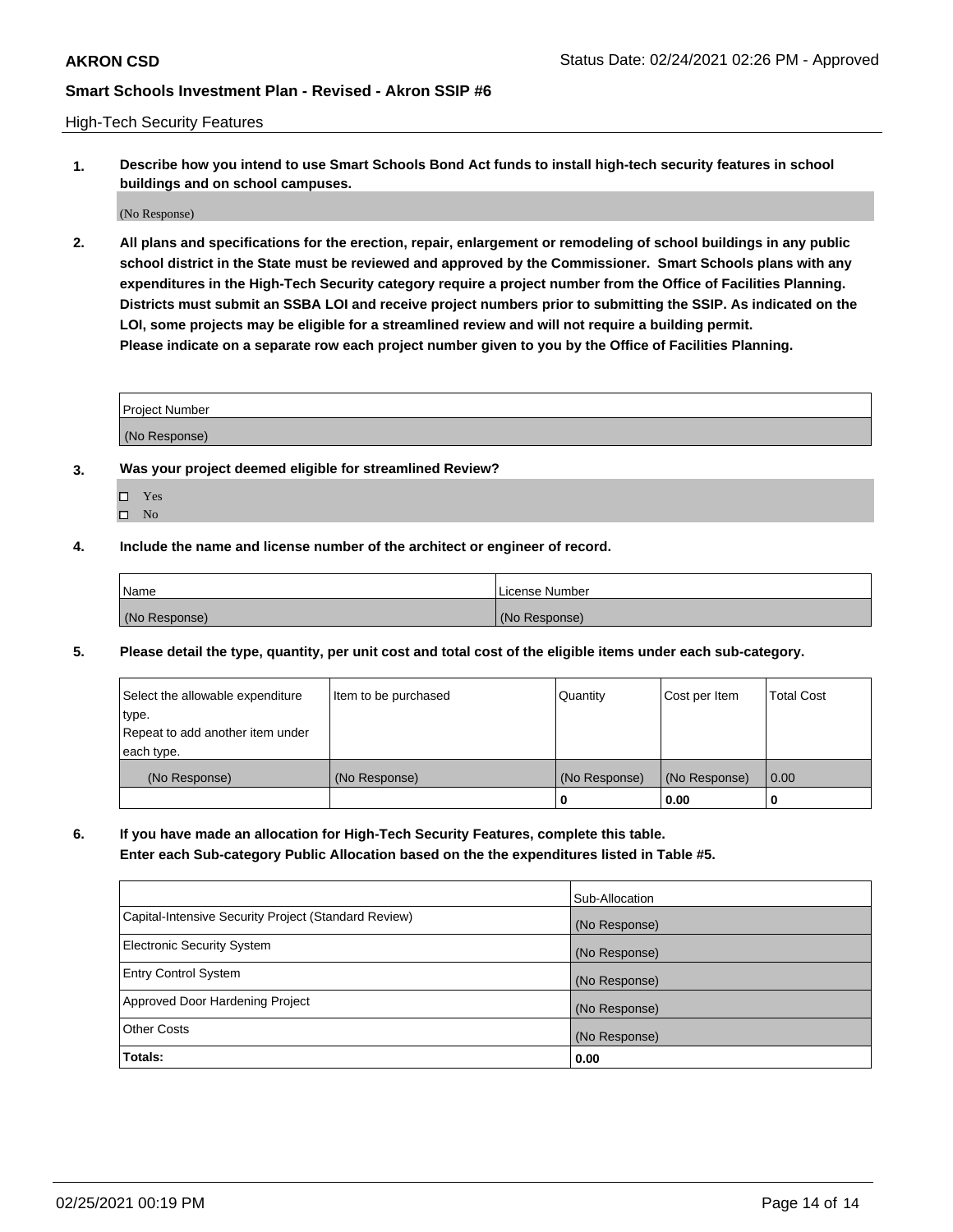High-Tech Security Features

**1. Describe how you intend to use Smart Schools Bond Act funds to install high-tech security features in school buildings and on school campuses.**

(No Response)

**2. All plans and specifications for the erection, repair, enlargement or remodeling of school buildings in any public school district in the State must be reviewed and approved by the Commissioner. Smart Schools plans with any expenditures in the High-Tech Security category require a project number from the Office of Facilities Planning. Districts must submit an SSBA LOI and receive project numbers prior to submitting the SSIP. As indicated on the LOI, some projects may be eligible for a streamlined review and will not require a building permit. Please indicate on a separate row each project number given to you by the Office of Facilities Planning.**

| Project Number |
|---|
| (No Response) |

**3. Was your project deemed eligible for streamlined Review?**

- ☐ Yes
- ☐ No

**4. Include the name and license number of the architect or engineer of record.**

| Name | License Number |
|---|---|
| (No Response) | (No Response) |

**5. Please detail the type, quantity, per unit cost and total cost of the eligible items under each sub-category.**

| Select the allowable expenditure type. Repeat to add another item under each type. | Item to be purchased | Quantity | Cost per Item | Total Cost |
|---|---|---|---|---|
| (No Response) | (No Response) | (No Response) | (No Response) | 0.00 |
| | | 0 | 0.00 | 0 |

**6. If you have made an allocation for High-Tech Security Features, complete this table. Enter each Sub-category Public Allocation based on the the expenditures listed in Table #5.**

| | Sub-Allocation |
|---|---|
| Capital-Intensive Security Project (Standard Review) | (No Response) |
| Electronic Security System | (No Response) |
| Entry Control System | (No Response) |
| Approved Door Hardening Project | (No Response) |
| Other Costs | (No Response) |
| **Totals:** | **0.00** |